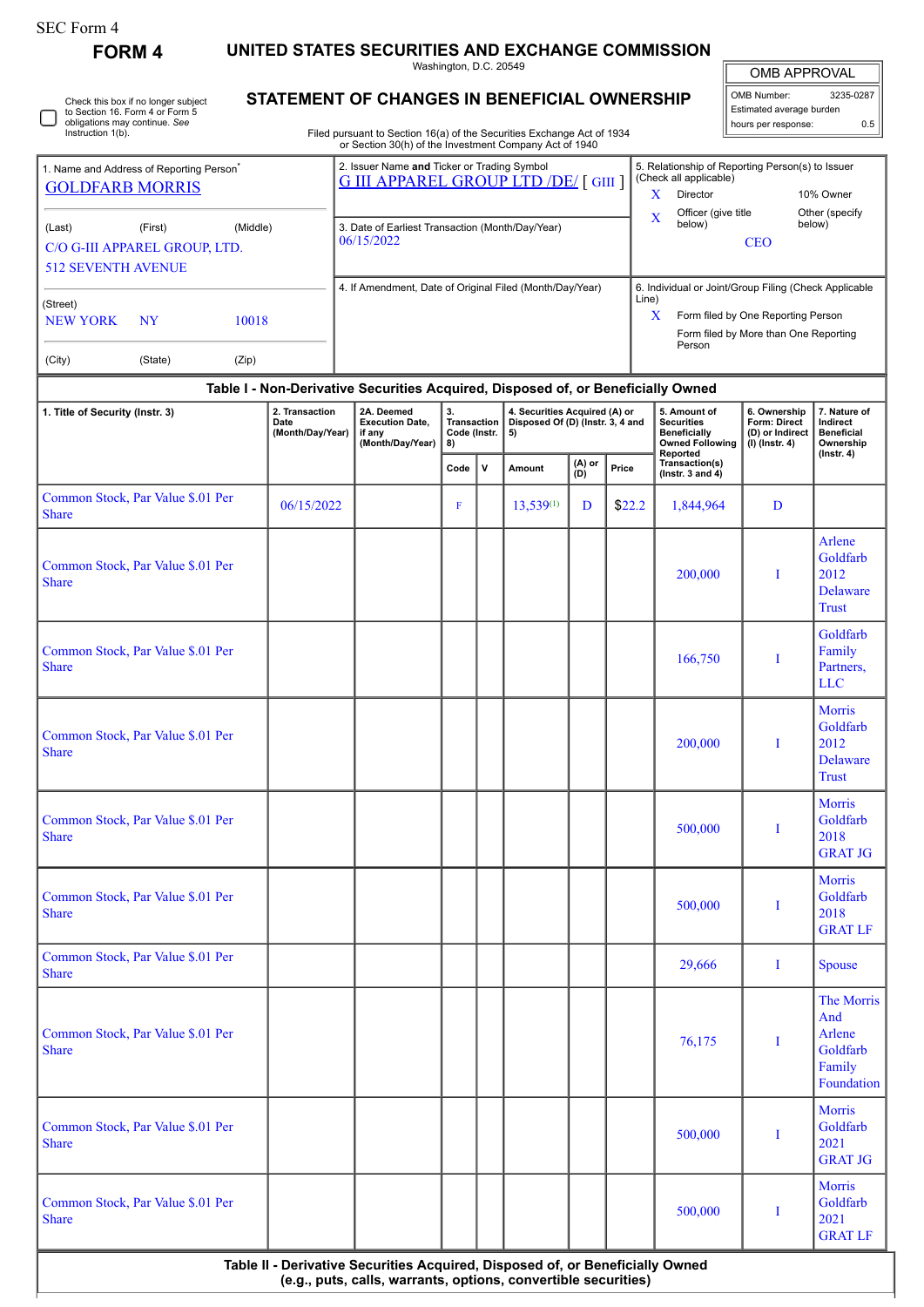SEC Form 4

# FORM 4

## UNITED STATES SECURITIES AND EXCHANGE COMMISSION

Washington, D.C. 20549

## STATEMENT OF CHANGES IN BENEFICIAL OWNERSHIP

Filed pursuant to Section 16(a) of the Securities Exchange Act of 1934 or Section 30(h) of the Investment Company Act of 1940

☐ Check this box if no longer subject to Section 16. Form 4 or Form 5 obligations may continue. *See* Instruction 1(b).

| OMB APPROVAL | |
|---|---|
| OMB Number: | 3235-0287 |
| Estimated average burden | |
| hours per response: | 0.5 |

| | | |
|---|---|---|
| 1. Name and Address of Reporting Person* <br> GOLDFARB MORRIS <br> (Last) (First) (Middle) <br> C/O G-III APPAREL GROUP, LTD. <br> 512 SEVENTH AVENUE <br> (Street) <br> NEW YORK NY 10018 <br> (City) (State) (Zip) | 2. Issuer Name **and** Ticker or Trading Symbol <br> G III APPAREL GROUP LTD /DE/ [ GIII ] <br><br> 3. Date of Earliest Transaction (Month/Day/Year) <br> 06/15/2022 <br><br> 4. If Amendment, Date of Original Filed (Month/Day/Year) | 5. Relationship of Reporting Person(s) to Issuer (Check all applicable) <br> X Director <br> 10% Owner <br> X Officer (give title below) <br> Other (specify below) <br> CEO <br><br> 6. Individual or Joint/Group Filing (Check Applicable Line) <br> X Form filed by One Reporting Person <br> Form filed by More than One Reporting Person |

### Table I - Non-Derivative Securities Acquired, Disposed of, or Beneficially Owned

| 1. Title of Security (Instr. 3) | 2. Transaction Date (Month/Day/Year) | 2A. Deemed Execution Date, if any (Month/Day/Year) | 3. Transaction Code (Instr. 8) | | 4. Securities Acquired (A) or Disposed Of (D) (Instr. 3, 4 and 5) | | | 5. Amount of Securities Beneficially Owned Following Reported Transaction(s) (Instr. 3 and 4) | 6. Ownership Form: Direct (D) or Indirect (I) (Instr. 4) | 7. Nature of Indirect Beneficial Ownership (Instr. 4) |
|---|---|---|---|---|---|---|---|---|---|---|
| | | | Code | V | Amount | (A) or (D) | Price | | | |
| Common Stock, Par Value $.01 Per Share | 06/15/2022 | | F | | 13,539[(1)] | D | $22.2 | 1,844,964 | D | |
| Common Stock, Par Value $.01 Per Share | | | | | | | | 200,000 | I | Arlene Goldfarb 2012 Delaware Trust |
| Common Stock, Par Value $.01 Per Share | | | | | | | | 166,750 | I | Goldfarb Family Partners, LLC |
| Common Stock, Par Value $.01 Per Share | | | | | | | | 200,000 | I | Morris Goldfarb 2012 Delaware Trust |
| Common Stock, Par Value $.01 Per Share | | | | | | | | 500,000 | I | Morris Goldfarb 2018 GRAT JG |
| Common Stock, Par Value $.01 Per Share | | | | | | | | 500,000 | I | Morris Goldfarb 2018 GRAT LF |
| Common Stock, Par Value $.01 Per Share | | | | | | | | 29,666 | I | Spouse |
| Common Stock, Par Value $.01 Per Share | | | | | | | | 76,175 | I | The Morris And Arlene Goldfarb Family Foundation |
| Common Stock, Par Value $.01 Per Share | | | | | | | | 500,000 | I | Morris Goldfarb 2021 GRAT JG |
| Common Stock, Par Value $.01 Per Share | | | | | | | | 500,000 | I | Morris Goldfarb 2021 GRAT LF |

### Table II - Derivative Securities Acquired, Disposed of, or Beneficially Owned (e.g., puts, calls, warrants, options, convertible securities)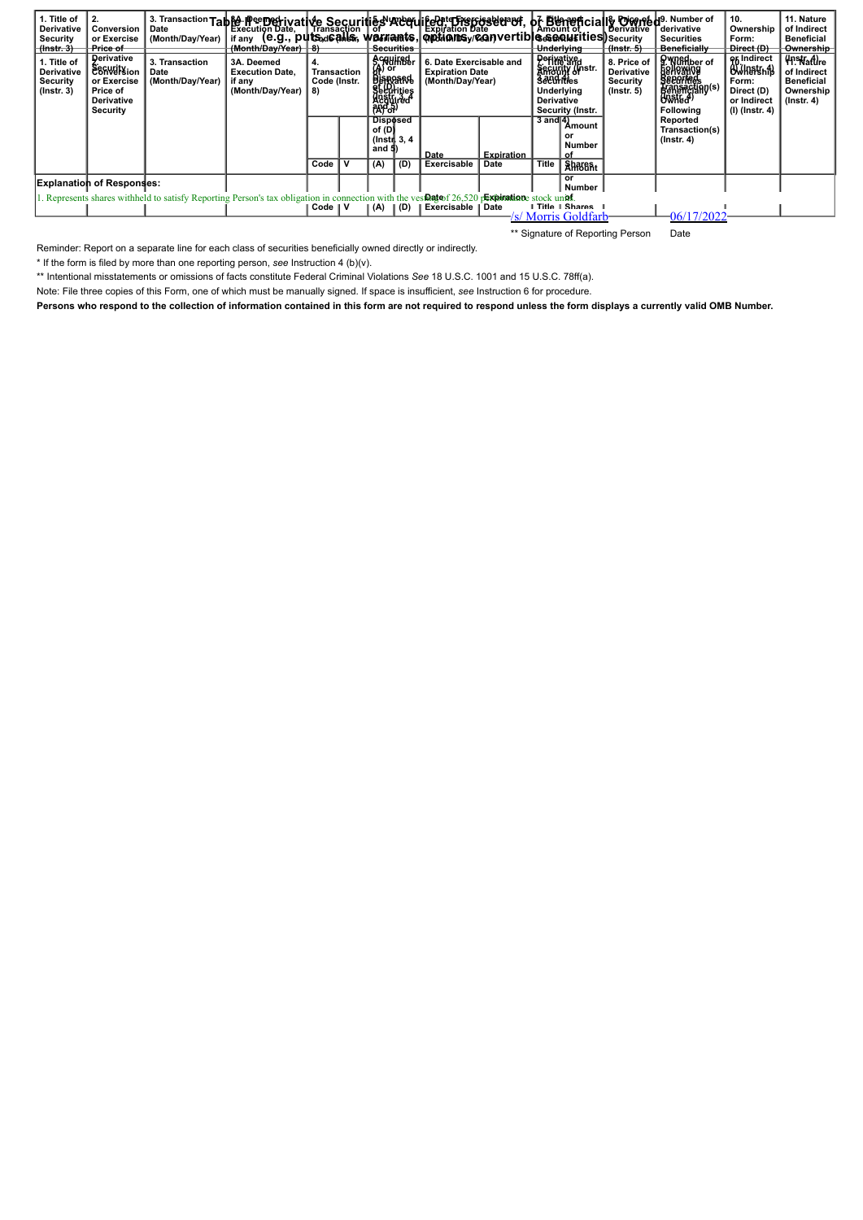## Table II - Derivative Securities Acquired, Disposed of, or Beneficially Owned (e.g., puts, calls, warrants, options, convertible securities)

| 1. Title of Derivative Security (Instr. 3) | 2. Conversion or Exercise Price of Derivative Security | 3. Transaction Date (Month/Day/Year) | 3A. Deemed Execution Date, if any (Month/Day/Year) | 4. Transaction Code (Instr. 8) | | 5. Number of Derivative Securities Acquired (A) or Disposed of (D) (Instr. 3, 4 and 5) | | 6. Date Exercisable and Expiration Date (Month/Day/Year) | | 7. Title and Amount of Securities Underlying Derivative Security (Instr. 3 and 4) | | 8. Price of Derivative Security (Instr. 5) | 9. Number of derivative Securities Beneficially Owned Following Reported Transaction(s) (Instr. 4) | 10. Ownership Form: Direct (D) or Indirect (I) (Instr. 4) | 11. Nature of Indirect Beneficial Ownership (Instr. 4) |
|---|---|---|---|---|---|---|---|---|---|---|---|---|---|---|---|
| | | | | Code | V | (A) | (D) | Date Exercisable | Expiration Date | Title | Amount or Number of Shares | | | | |

**Explanation of Responses:**

1. Represents shares withheld to satisfy Reporting Person's tax obligation in connection with the vesting of 26,520 performance stock units.

/s/ Morris Goldfarb 06/17/2022

** Signature of Reporting Person Date

Reminder: Report on a separate line for each class of securities beneficially owned directly or indirectly.

* If the form is filed by more than one reporting person, *see* Instruction 4 (b)(v).

** Intentional misstatements or omissions of facts constitute Federal Criminal Violations *See* 18 U.S.C. 1001 and 15 U.S.C. 78ff(a).

Note: File three copies of this Form, one of which must be manually signed. If space is insufficient, *see* Instruction 6 for procedure.

**Persons who respond to the collection of information contained in this form are not required to respond unless the form displays a currently valid OMB Number.**